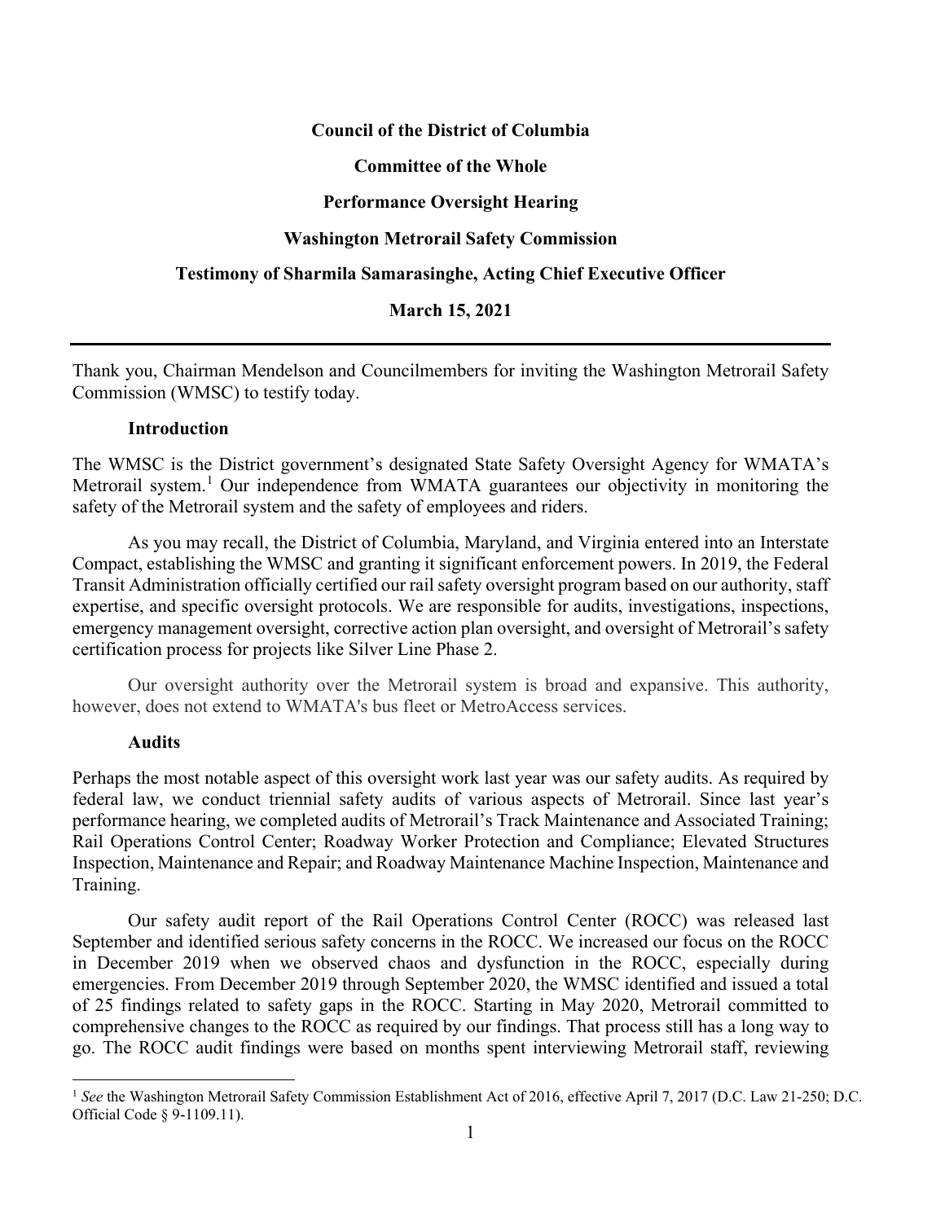**Council of the District of Columbia**

**Committee of the Whole**

**Performance Oversight Hearing**

**Washington Metrorail Safety Commission**

**Testimony of Sharmila Samarasinghe, Acting Chief Executive Officer**

**March 15, 2021**

---

Thank you, Chairman Mendelson and Councilmembers for inviting the Washington Metrorail Safety Commission (WMSC) to testify today.

**Introduction**

The WMSC is the District government's designated State Safety Oversight Agency for WMATA's Metrorail system.[1] Our independence from WMATA guarantees our objectivity in monitoring the safety of the Metrorail system and the safety of employees and riders.

As you may recall, the District of Columbia, Maryland, and Virginia entered into an Interstate Compact, establishing the WMSC and granting it significant enforcement powers. In 2019, the Federal Transit Administration officially certified our rail safety oversight program based on our authority, staff expertise, and specific oversight protocols. We are responsible for audits, investigations, inspections, emergency management oversight, corrective action plan oversight, and oversight of Metrorail's safety certification process for projects like Silver Line Phase 2.

Our oversight authority over the Metrorail system is broad and expansive. This authority, however, does not extend to WMATA's bus fleet or MetroAccess services.

**Audits**

Perhaps the most notable aspect of this oversight work last year was our safety audits. As required by federal law, we conduct triennial safety audits of various aspects of Metrorail. Since last year's performance hearing, we completed audits of Metrorail's Track Maintenance and Associated Training; Rail Operations Control Center; Roadway Worker Protection and Compliance; Elevated Structures Inspection, Maintenance and Repair; and Roadway Maintenance Machine Inspection, Maintenance and Training.

Our safety audit report of the Rail Operations Control Center (ROCC) was released last September and identified serious safety concerns in the ROCC. We increased our focus on the ROCC in December 2019 when we observed chaos and dysfunction in the ROCC, especially during emergencies. From December 2019 through September 2020, the WMSC identified and issued a total of 25 findings related to safety gaps in the ROCC. Starting in May 2020, Metrorail committed to comprehensive changes to the ROCC as required by our findings. That process still has a long way to go. The ROCC audit findings were based on months spent interviewing Metrorail staff, reviewing

---

[1] *See* the Washington Metrorail Safety Commission Establishment Act of 2016, effective April 7, 2017 (D.C. Law 21-250; D.C. Official Code § 9-1109.11).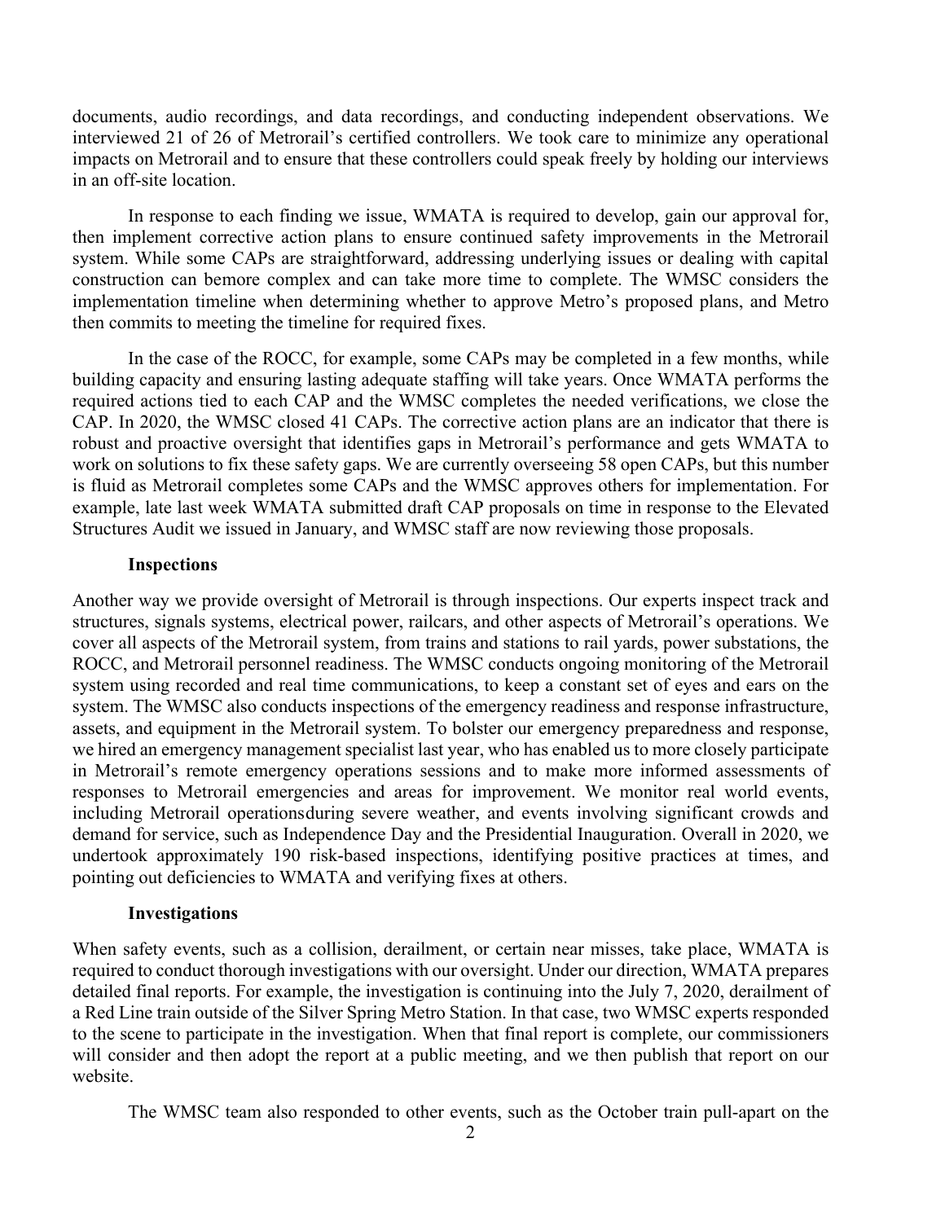documents, audio recordings, and data recordings, and conducting independent observations. We interviewed 21 of 26 of Metrorail's certified controllers. We took care to minimize any operational impacts on Metrorail and to ensure that these controllers could speak freely by holding our interviews in an off-site location.

In response to each finding we issue, WMATA is required to develop, gain our approval for, then implement corrective action plans to ensure continued safety improvements in the Metrorail system. While some CAPs are straightforward, addressing underlying issues or dealing with capital construction can bemore complex and can take more time to complete. The WMSC considers the implementation timeline when determining whether to approve Metro's proposed plans, and Metro then commits to meeting the timeline for required fixes.

In the case of the ROCC, for example, some CAPs may be completed in a few months, while building capacity and ensuring lasting adequate staffing will take years. Once WMATA performs the required actions tied to each CAP and the WMSC completes the needed verifications, we close the CAP. In 2020, the WMSC closed 41 CAPs. The corrective action plans are an indicator that there is robust and proactive oversight that identifies gaps in Metrorail's performance and gets WMATA to work on solutions to fix these safety gaps. We are currently overseeing 58 open CAPs, but this number is fluid as Metrorail completes some CAPs and the WMSC approves others for implementation. For example, late last week WMATA submitted draft CAP proposals on time in response to the Elevated Structures Audit we issued in January, and WMSC staff are now reviewing those proposals.

**Inspections**

Another way we provide oversight of Metrorail is through inspections. Our experts inspect track and structures, signals systems, electrical power, railcars, and other aspects of Metrorail's operations. We cover all aspects of the Metrorail system, from trains and stations to rail yards, power substations, the ROCC, and Metrorail personnel readiness. The WMSC conducts ongoing monitoring of the Metrorail system using recorded and real time communications, to keep a constant set of eyes and ears on the system. The WMSC also conducts inspections of the emergency readiness and response infrastructure, assets, and equipment in the Metrorail system. To bolster our emergency preparedness and response, we hired an emergency management specialist last year, who has enabled us to more closely participate in Metrorail's remote emergency operations sessions and to make more informed assessments of responses to Metrorail emergencies and areas for improvement. We monitor real world events, including Metrorail operationsduring severe weather, and events involving significant crowds and demand for service, such as Independence Day and the Presidential Inauguration. Overall in 2020, we undertook approximately 190 risk-based inspections, identifying positive practices at times, and pointing out deficiencies to WMATA and verifying fixes at others.

**Investigations**

When safety events, such as a collision, derailment, or certain near misses, take place, WMATA is required to conduct thorough investigations with our oversight. Under our direction, WMATA prepares detailed final reports. For example, the investigation is continuing into the July 7, 2020, derailment of a Red Line train outside of the Silver Spring Metro Station. In that case, two WMSC experts responded to the scene to participate in the investigation. When that final report is complete, our commissioners will consider and then adopt the report at a public meeting, and we then publish that report on our website.

The WMSC team also responded to other events, such as the October train pull-apart on the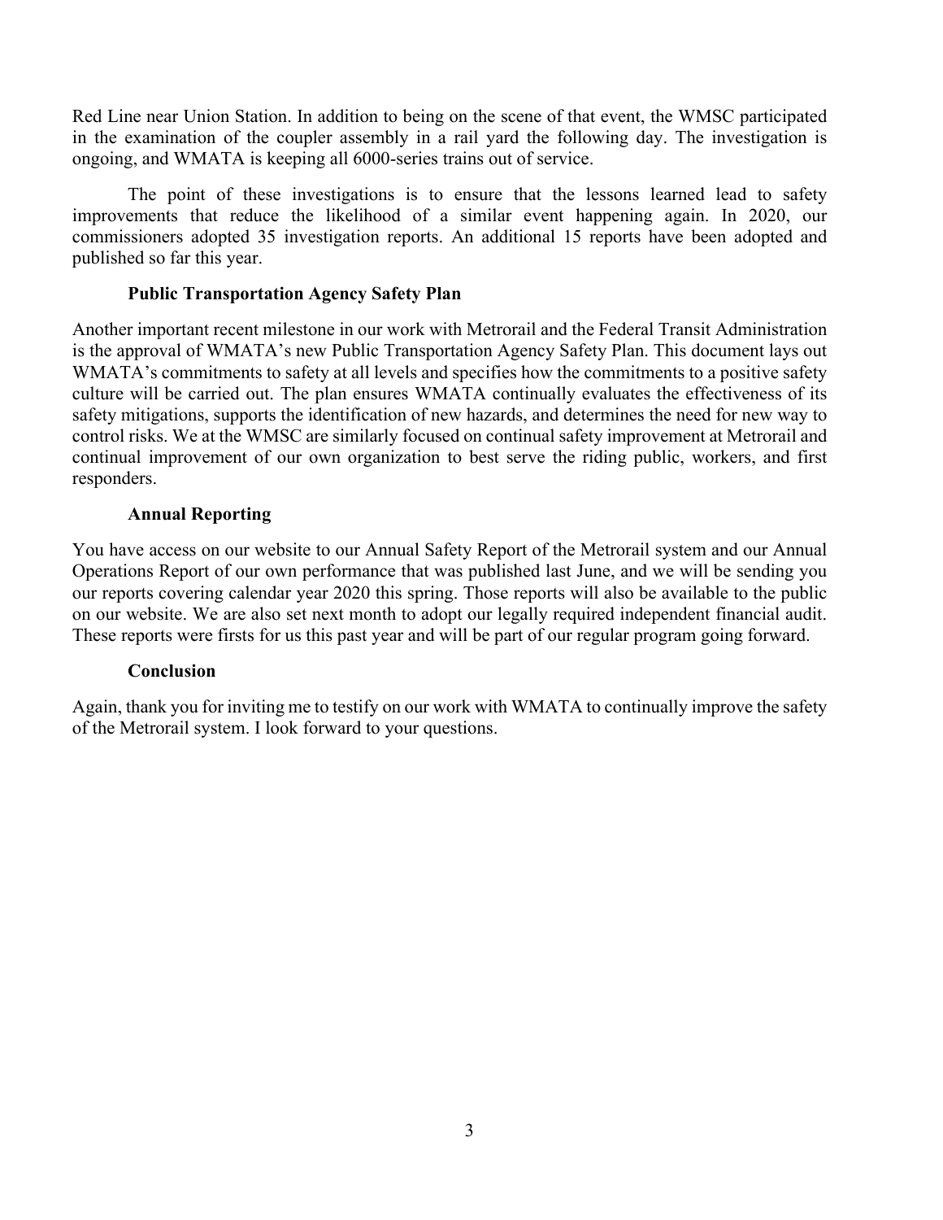Red Line near Union Station. In addition to being on the scene of that event, the WMSC participated in the examination of the coupler assembly in a rail yard the following day. The investigation is ongoing, and WMATA is keeping all 6000-series trains out of service.

The point of these investigations is to ensure that the lessons learned lead to safety improvements that reduce the likelihood of a similar event happening again. In 2020, our commissioners adopted 35 investigation reports. An additional 15 reports have been adopted and published so far this year.

### Public Transportation Agency Safety Plan

Another important recent milestone in our work with Metrorail and the Federal Transit Administration is the approval of WMATA's new Public Transportation Agency Safety Plan. This document lays out WMATA's commitments to safety at all levels and specifies how the commitments to a positive safety culture will be carried out. The plan ensures WMATA continually evaluates the effectiveness of its safety mitigations, supports the identification of new hazards, and determines the need for new way to control risks. We at the WMSC are similarly focused on continual safety improvement at Metrorail and continual improvement of our own organization to best serve the riding public, workers, and first responders.

### Annual Reporting

You have access on our website to our Annual Safety Report of the Metrorail system and our Annual Operations Report of our own performance that was published last June, and we will be sending you our reports covering calendar year 2020 this spring. Those reports will also be available to the public on our website. We are also set next month to adopt our legally required independent financial audit. These reports were firsts for us this past year and will be part of our regular program going forward.

### Conclusion

Again, thank you for inviting me to testify on our work with WMATA to continually improve the safety of the Metrorail system. I look forward to your questions.